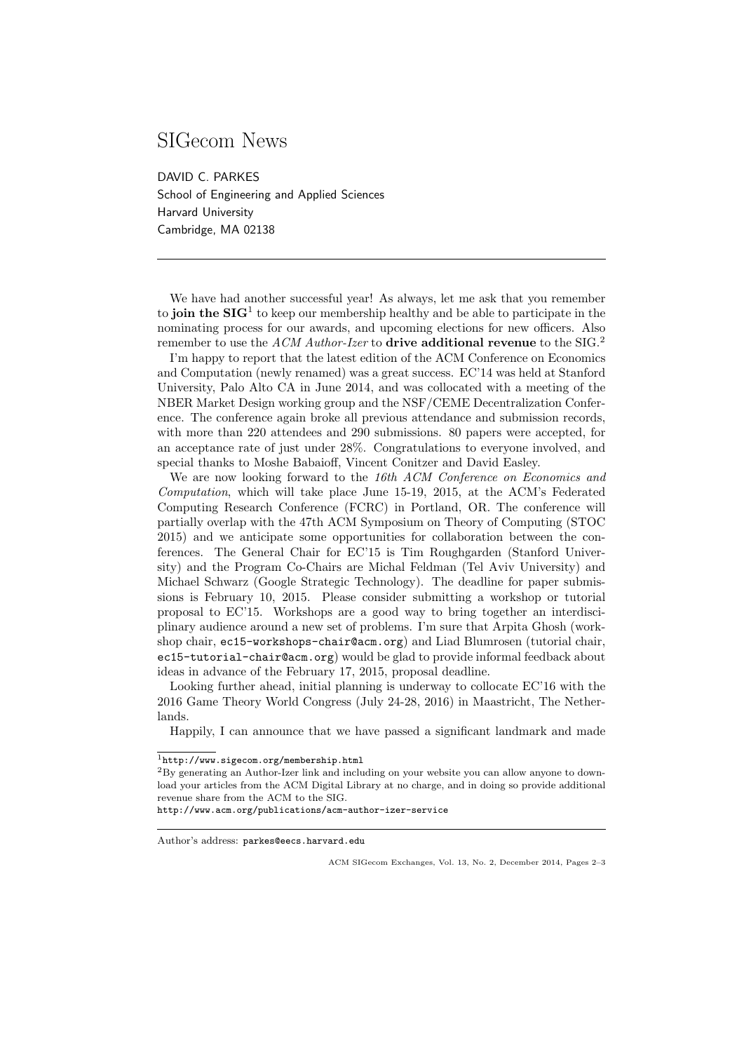# SIGecom News

DAVID C. PARKES
School of Engineering and Applied Sciences
Harvard University
Cambridge, MA 02138

---

We have had another successful year! As always, let me ask that you remember to **join the SIG**[1] to keep our membership healthy and be able to participate in the nominating process for our awards, and upcoming elections for new officers. Also remember to use the *ACM Author-Izer* to **drive additional revenue** to the SIG.[2]

I'm happy to report that the latest edition of the ACM Conference on Economics and Computation (newly renamed) was a great success. EC'14 was held at Stanford University, Palo Alto CA in June 2014, and was collocated with a meeting of the NBER Market Design working group and the NSF/CEME Decentralization Conference. The conference again broke all previous attendance and submission records, with more than 220 attendees and 290 submissions. 80 papers were accepted, for an acceptance rate of just under 28%. Congratulations to everyone involved, and special thanks to Moshe Babaioff, Vincent Conitzer and David Easley.

We are now looking forward to the *16th ACM Conference on Economics and Computation*, which will take place June 15-19, 2015, at the ACM's Federated Computing Research Conference (FCRC) in Portland, OR. The conference will partially overlap with the 47th ACM Symposium on Theory of Computing (STOC 2015) and we anticipate some opportunities for collaboration between the conferences. The General Chair for EC'15 is Tim Roughgarden (Stanford University) and the Program Co-Chairs are Michal Feldman (Tel Aviv University) and Michael Schwarz (Google Strategic Technology). The deadline for paper submissions is February 10, 2015. Please consider submitting a workshop or tutorial proposal to EC'15. Workshops are a good way to bring together an interdisciplinary audience around a new set of problems. I'm sure that Arpita Ghosh (workshop chair, `ec15-workshops-chair@acm.org`) and Liad Blumrosen (tutorial chair, `ec15-tutorial-chair@acm.org`) would be glad to provide informal feedback about ideas in advance of the February 17, 2015, proposal deadline.

Looking further ahead, initial planning is underway to collocate EC'16 with the 2016 Game Theory World Congress (July 24-28, 2016) in Maastricht, The Netherlands.

Happily, I can announce that we have passed a significant landmark and made

---

[1] `http://www.sigecom.org/membership.html`

[2] By generating an Author-Izer link and including on your website you can allow anyone to download your articles from the ACM Digital Library at no charge, and in doing so provide additional revenue share from the ACM to the SIG.
`http://www.acm.org/publications/acm-author-izer-service`

---

Author's address: `parkes@eecs.harvard.edu`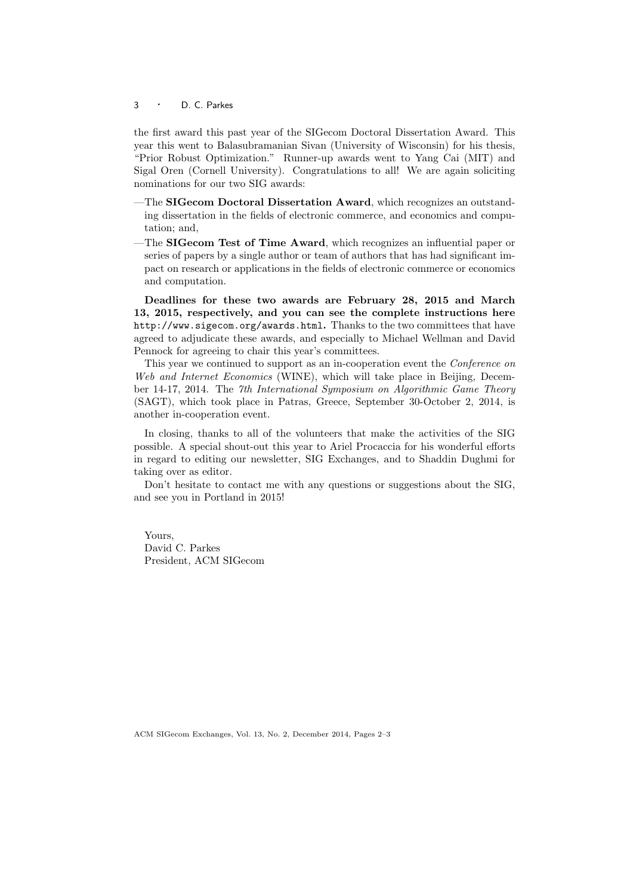the first award this past year of the SIGecom Doctoral Dissertation Award. This year this went to Balasubramanian Sivan (University of Wisconsin) for his thesis, "Prior Robust Optimization." Runner-up awards went to Yang Cai (MIT) and Sigal Oren (Cornell University). Congratulations to all! We are again soliciting nominations for our two SIG awards:

—The **SIGecom Doctoral Dissertation Award**, which recognizes an outstanding dissertation in the fields of electronic commerce, and economics and computation; and,

—The **SIGecom Test of Time Award**, which recognizes an influential paper or series of papers by a single author or team of authors that has had significant impact on research or applications in the fields of electronic commerce or economics and computation.

**Deadlines for these two awards are February 28, 2015 and March 13, 2015, respectively, and you can see the complete instructions here** `http://www.sigecom.org/awards.html`**.** Thanks to the two committees that have agreed to adjudicate these awards, and especially to Michael Wellman and David Pennock for agreeing to chair this year's committees.

This year we continued to support as an in-cooperation event the *Conference on Web and Internet Economics* (WINE), which will take place in Beijing, December 14-17, 2014. The *7th International Symposium on Algorithmic Game Theory* (SAGT), which took place in Patras, Greece, September 30-October 2, 2014, is another in-cooperation event.

In closing, thanks to all of the volunteers that make the activities of the SIG possible. A special shout-out this year to Ariel Procaccia for his wonderful efforts in regard to editing our newsletter, SIG Exchanges, and to Shaddin Dughmi for taking over as editor.

Don't hesitate to contact me with any questions or suggestions about the SIG, and see you in Portland in 2015!

Yours,
David C. Parkes
President, ACM SIGecom